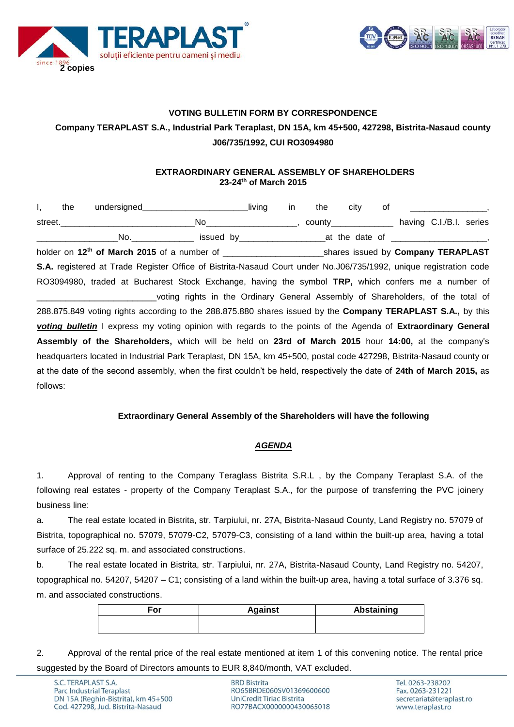**2 copies**

**VOTING BULLETIN FORM BY CORRESPONDENCE**

**Company TERAPLAST S.A., Industrial Park Teraplast, DN 15A, km 45+500, 427298, Bistrita-Nasaud county**

**J06/735/1992, CUI RO3094980**

**EXTRAORDINARY GENERAL ASSEMBLY OF SHAREHOLDERS**
**23-24th of March 2015**

I, the undersigned_______________________living in the city of _________________, street.____________________________No___________________, county_____________ having C.I./B.I. series _________________No._____________ issued by__________________at the date of ____________________, holder on **12th of March 2015** of a number of ____________________shares issued by **Company TERAPLAST S.A.** registered at Trade Register Office of Bistrita-Nasaud Court under No.J06/735/1992, unique registration code RO3094980, traded at Bucharest Stock Exchange, having the symbol **TRP,** which confers me a number of _________________________voting rights in the Ordinary General Assembly of Shareholders, of the total of 288.875.849 voting rights according to the 288.875.880 shares issued by the **Company TERAPLAST S.A.,** by this ***voting bulletin*** I express my voting opinion with regards to the points of the Agenda of **Extraordinary General Assembly of the Shareholders,** which will be held on **23rd of March 2015** hour **14:00,** at the company's headquarters located in Industrial Park Teraplast, DN 15A, km 45+500, postal code 427298, Bistrita-Nasaud county or at the date of the second assembly, when the first couldn't be held, respectively the date of **24th of March 2015,** as follows:

**Extraordinary General Assembly of the Shareholders will have the following**

***AGENDA***

1. Approval of renting to the Company Teraglass Bistrita S.R.L , by the Company Teraplast S.A. of the following real estates - property of the Company Teraplast S.A., for the purpose of transferring the PVC joinery business line:

a. The real estate located in Bistrita, str. Tarpiului, nr. 27A, Bistrita-Nasaud County, Land Registry no. 57079 of Bistrita, topographical no. 57079, 57079-C2, 57079-C3, consisting of a land within the built-up area, having a total surface of 25.222 sq. m. and associated constructions.

b. The real estate located in Bistrita, str. Tarpiului, nr. 27A, Bistrita-Nasaud County, Land Registry no. 54207, topographical no. 54207, 54207 – C1; consisting of a land within the built-up area, having a total surface of 3.376 sq. m. and associated constructions.

| For | Against | Abstaining |
|---|---|---|
| | | |

2. Approval of the rental price of the real estate mentioned at item 1 of this convening notice. The rental price suggested by the Board of Directors amounts to EUR 8,840/month, VAT excluded.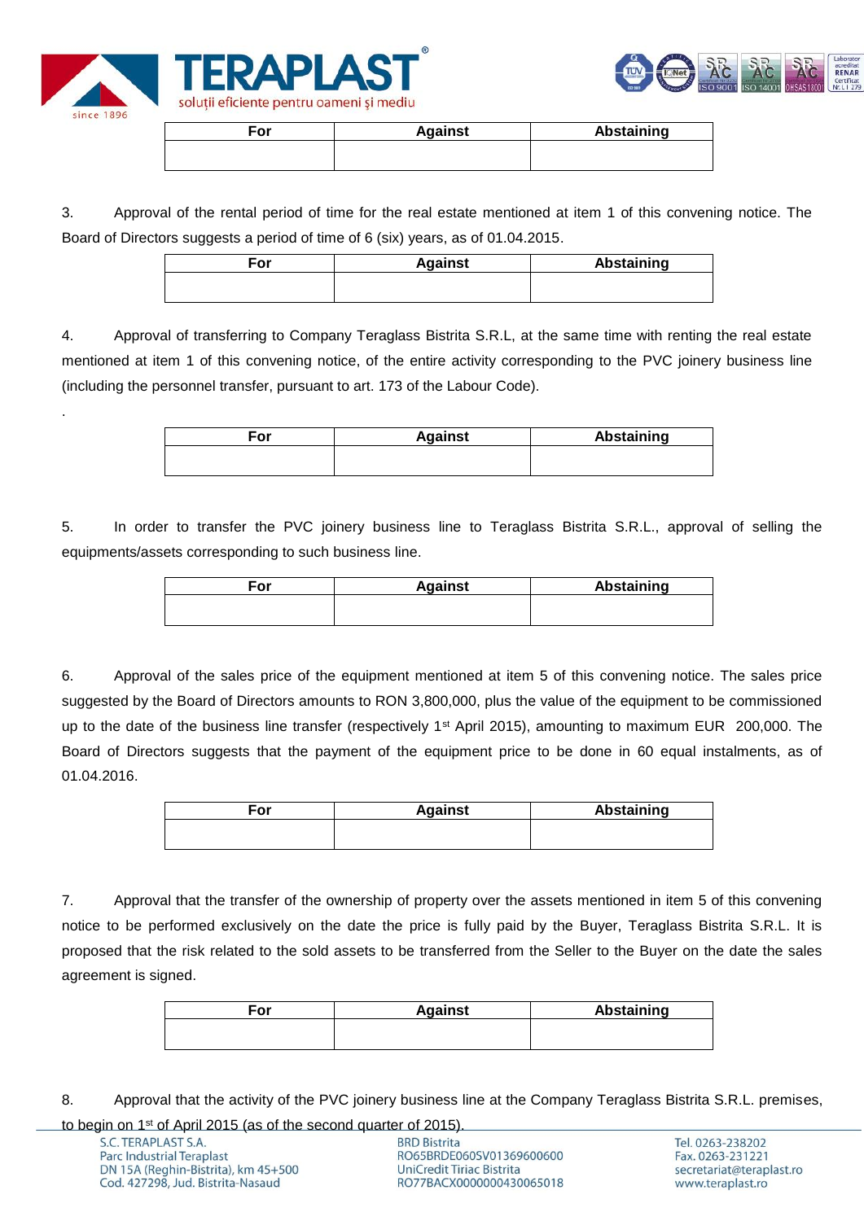| For | Against | Abstaining |
| --- | --- | --- |
| | | |

3. Approval of the rental period of time for the real estate mentioned at item 1 of this convening notice. The Board of Directors suggests a period of time of 6 (six) years, as of 01.04.2015.

| For | Against | Abstaining |
| --- | --- | --- |
| | | |

4. Approval of transferring to Company Teraglass Bistrita S.R.L, at the same time with renting the real estate mentioned at item 1 of this convening notice, of the entire activity corresponding to the PVC joinery business line (including the personnel transfer, pursuant to art. 173 of the Labour Code).

.

| For | Against | Abstaining |
| --- | --- | --- |
| | | |

5. In order to transfer the PVC joinery business line to Teraglass Bistrita S.R.L., approval of selling the equipments/assets corresponding to such business line.

| For | Against | Abstaining |
| --- | --- | --- |
| | | |

6. Approval of the sales price of the equipment mentioned at item 5 of this convening notice. The sales price suggested by the Board of Directors amounts to RON 3,800,000, plus the value of the equipment to be commissioned up to the date of the business line transfer (respectively 1st April 2015), amounting to maximum EUR 200,000. The Board of Directors suggests that the payment of the equipment price to be done in 60 equal instalments, as of 01.04.2016.

| For | Against | Abstaining |
| --- | --- | --- |
| | | |

7. Approval that the transfer of the ownership of property over the assets mentioned in item 5 of this convening notice to be performed exclusively on the date the price is fully paid by the Buyer, Teraglass Bistrita S.R.L. It is proposed that the risk related to the sold assets to be transferred from the Seller to the Buyer on the date the sales agreement is signed.

| For | Against | Abstaining |
| --- | --- | --- |
| | | |

8. Approval that the activity of the PVC joinery business line at the Company Teraglass Bistrita S.R.L. premises, to begin on 1st of April 2015 (as of the second quarter of 2015).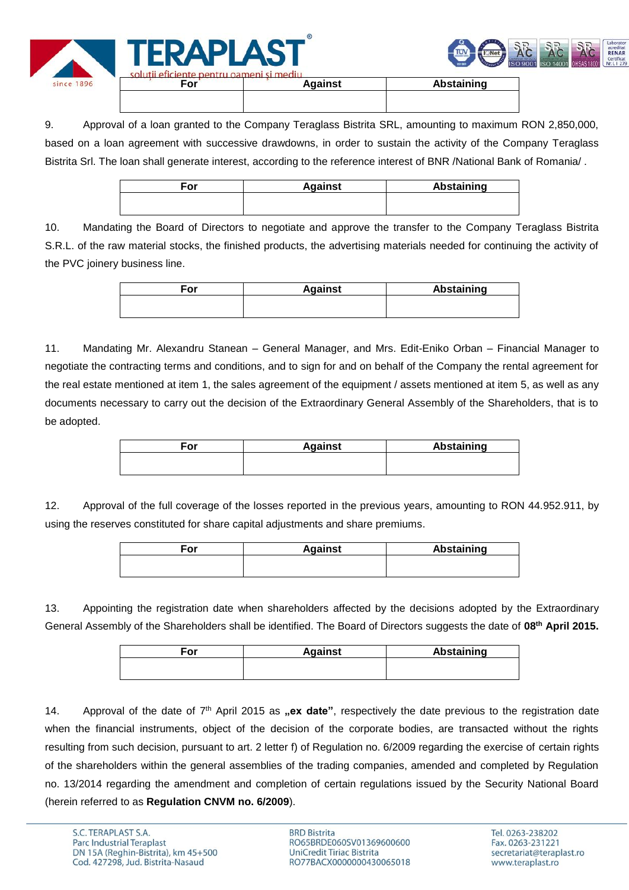| For | Against | Abstaining |
| --- | --- | --- |
| | | |

9. Approval of a loan granted to the Company Teraglass Bistrita SRL, amounting to maximum RON 2,850,000, based on a loan agreement with successive drawdowns, in order to sustain the activity of the Company Teraglass Bistrita Srl. The loan shall generate interest, according to the reference interest of BNR /National Bank of Romania/ .

| For | Against | Abstaining |
| --- | --- | --- |
| | | |

10. Mandating the Board of Directors to negotiate and approve the transfer to the Company Teraglass Bistrita S.R.L. of the raw material stocks, the finished products, the advertising materials needed for continuing the activity of the PVC joinery business line.

| For | Against | Abstaining |
| --- | --- | --- |
| | | |

11. Mandating Mr. Alexandru Stanean – General Manager, and Mrs. Edit-Eniko Orban – Financial Manager to negotiate the contracting terms and conditions, and to sign for and on behalf of the Company the rental agreement for the real estate mentioned at item 1, the sales agreement of the equipment / assets mentioned at item 5, as well as any documents necessary to carry out the decision of the Extraordinary General Assembly of the Shareholders, that is to be adopted.

| For | Against | Abstaining |
| --- | --- | --- |
| | | |

12. Approval of the full coverage of the losses reported in the previous years, amounting to RON 44.952.911, by using the reserves constituted for share capital adjustments and share premiums.

| For | Against | Abstaining |
| --- | --- | --- |
| | | |

13. Appointing the registration date when shareholders affected by the decisions adopted by the Extraordinary General Assembly of the Shareholders shall be identified. The Board of Directors suggests the date of **08th April 2015.**

| For | Against | Abstaining |
| --- | --- | --- |
| | | |

14. Approval of the date of 7th April 2015 as **„ex date"**, respectively the date previous to the registration date when the financial instruments, object of the decision of the corporate bodies, are transacted without the rights resulting from such decision, pursuant to art. 2 letter f) of Regulation no. 6/2009 regarding the exercise of certain rights of the shareholders within the general assemblies of the trading companies, amended and completed by Regulation no. 13/2014 regarding the amendment and completion of certain regulations issued by the Security National Board (herein referred to as **Regulation CNVM no. 6/2009**).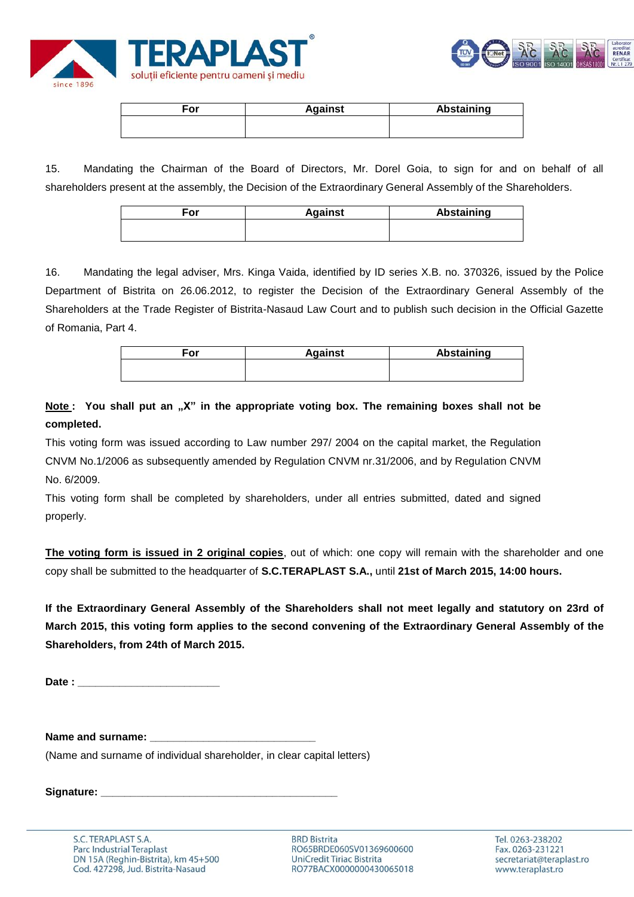| For | Against | Abstaining |
|---|---|---|
| | | |

15. Mandating the Chairman of the Board of Directors, Mr. Dorel Goia, to sign for and on behalf of all shareholders present at the assembly, the Decision of the Extraordinary General Assembly of the Shareholders.

| For | Against | Abstaining |
|---|---|---|
| | | |

16. Mandating the legal adviser, Mrs. Kinga Vaida, identified by ID series X.B. no. 370326, issued by the Police Department of Bistrita on 26.06.2012, to register the Decision of the Extraordinary General Assembly of the Shareholders at the Trade Register of Bistrita-Nasaud Law Court and to publish such decision in the Official Gazette of Romania, Part 4.

| For | Against | Abstaining |
|---|---|---|
| | | |

**Note : You shall put an „X" in the appropriate voting box. The remaining boxes shall not be completed.**

This voting form was issued according to Law number 297/ 2004 on the capital market, the Regulation CNVM No.1/2006 as subsequently amended by Regulation CNVM nr.31/2006, and by Regulation CNVM No. 6/2009.

This voting form shall be completed by shareholders, under all entries submitted, dated and signed properly.

**The voting form is issued in 2 original copies**, out of which: one copy will remain with the shareholder and one copy shall be submitted to the headquarter of **S.C.TERAPLAST S.A.,** until **21st of March 2015, 14:00 hours.**

**If the Extraordinary General Assembly of the Shareholders shall not meet legally and statutory on 23rd of March 2015, this voting form applies to the second convening of the Extraordinary General Assembly of the Shareholders, from 24th of March 2015.**

**Date :** ________________________

**Name and surname:** ____________________________

(Name and surname of individual shareholder, in clear capital letters)

**Signature:** ________________________________________